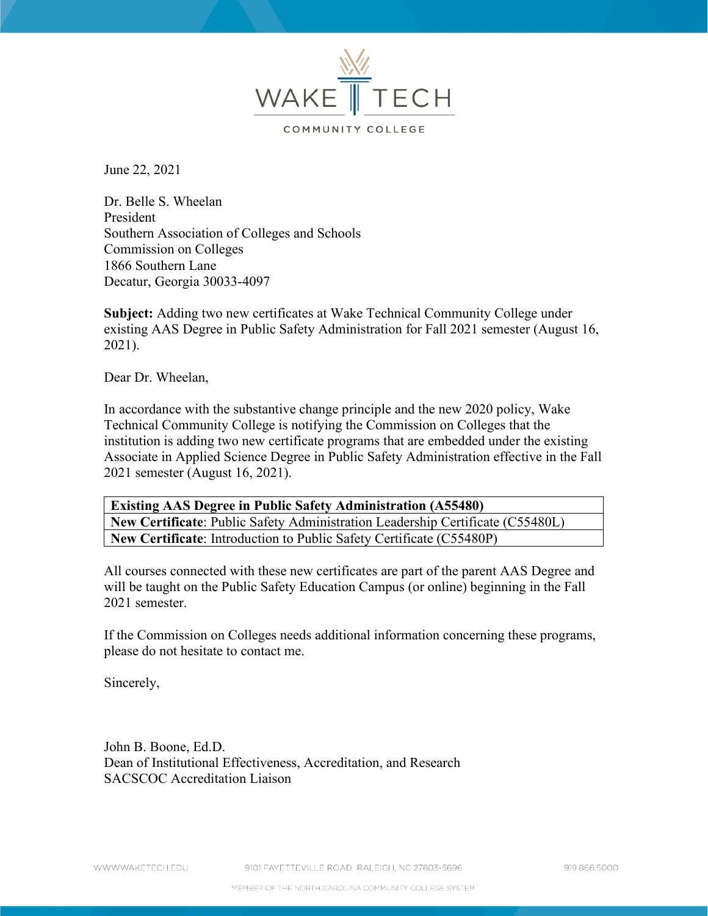WAKE TECH

COMMUNITY COLLEGE

June 22, 2021

Dr. Belle S. Wheelan
President
Southern Association of Colleges and Schools
Commission on Colleges
1866 Southern Lane
Decatur, Georgia 30033-4097

**Subject:** Adding two new certificates at Wake Technical Community College under existing AAS Degree in Public Safety Administration for Fall 2021 semester (August 16, 2021).

Dear Dr. Wheelan,

In accordance with the substantive change principle and the new 2020 policy, Wake Technical Community College is notifying the Commission on Colleges that the institution is adding two new certificate programs that are embedded under the existing Associate in Applied Science Degree in Public Safety Administration effective in the Fall 2021 semester (August 16, 2021).

| **Existing AAS Degree in Public Safety Administration (A55480)** |
|---|
| **New Certificate**: Public Safety Administration Leadership Certificate (C55480L) |
| **New Certificate**: Introduction to Public Safety Certificate (C55480P) |

All courses connected with these new certificates are part of the parent AAS Degree and will be taught on the Public Safety Education Campus (or online) beginning in the Fall 2021 semester.

If the Commission on Colleges needs additional information concerning these programs, please do not hesitate to contact me.

Sincerely,

John B. Boone, Ed.D.
Dean of Institutional Effectiveness, Accreditation, and Research
SACSCOC Accreditation Liaison

WWW.WAKETECH.EDU 9101 FAYETTEVILLE ROAD RALEIGH, NC 27603-5696 919.866.5000

MEMBER OF THE NORTH CAROLINA COMMUNITY COLLEGE SYSTEM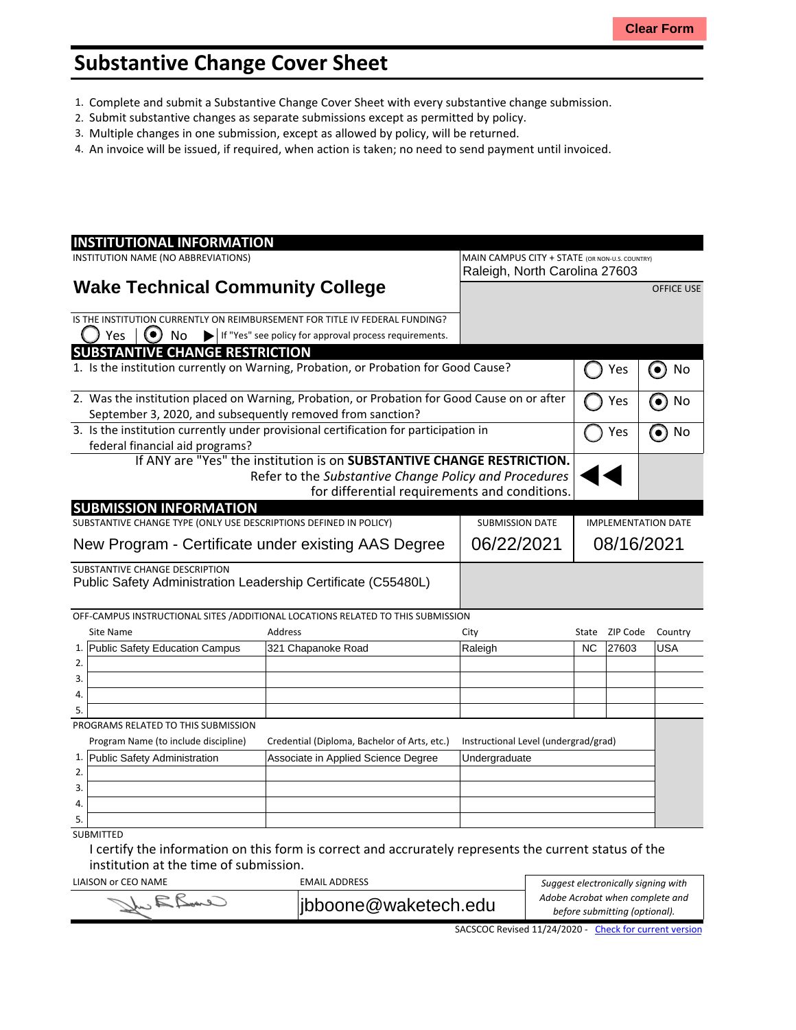Clear Form

# Substantive Change Cover Sheet

1. Complete and submit a Substantive Change Cover Sheet with every substantive change submission.
2. Submit substantive changes as separate submissions except as permitted by policy.
3. Multiple changes in one submission, except as allowed by policy, will be returned.
4. An invoice will be issued, if required, when action is taken; no need to send payment until invoiced.

## INSTITUTIONAL INFORMATION

INSTITUTION NAME (NO ABBREVIATIONS): **Wake Technical Community College**

MAIN CAMPUS CITY + STATE (OR NON-U.S. COUNTRY): Raleigh, North Carolina 27603

OFFICE USE

IS THE INSTITUTION CURRENTLY ON REIMBURSEMENT FOR TITLE IV FEDERAL FUNDING?
○ Yes | ◉ No ▶ If "Yes" see policy for approval process requirements.

## SUBSTANTIVE CHANGE RESTRICTION

| | | |
|---|---|---|
| 1. Is the institution currently on Warning, Probation, or Probation for Good Cause? | ○ Yes | ◉ No |
| 2. Was the institution placed on Warning, Probation, or Probation for Good Cause on or after September 3, 2020, and subsequently removed from sanction? | ○ Yes | ◉ No |
| 3. Is the institution currently under provisional certification for participation in federal financial aid programs? | ○ Yes | ◉ No |

If ANY are "Yes" the institution is on **SUBSTANTIVE CHANGE RESTRICTION.** Refer to the *Substantive Change Policy and Procedures* for differential requirements and conditions.

## SUBMISSION INFORMATION

| SUBSTANTIVE CHANGE TYPE (ONLY USE DESCRIPTIONS DEFINED IN POLICY) | SUBMISSION DATE | IMPLEMENTATION DATE |
|---|---|---|
| New Program - Certificate under existing AAS Degree | 06/22/2021 | 08/16/2021 |

SUBSTANTIVE CHANGE DESCRIPTION
Public Safety Administration Leadership Certificate (C55480L)

OFF-CAMPUS INSTRUCTIONAL SITES /ADDITIONAL LOCATIONS RELATED TO THIS SUBMISSION

| | Site Name | Address | City | State | ZIP Code | Country |
|---|---|---|---|---|---|---|
| 1. | Public Safety Education Campus | 321 Chapanoke Road | Raleigh | NC | 27603 | USA |
| 2. | | | | | | |
| 3. | | | | | | |
| 4. | | | | | | |
| 5. | | | | | | |

PROGRAMS RELATED TO THIS SUBMISSION

| | Program Name (to include discipline) | Credential (Diploma, Bachelor of Arts, etc.) | Instructional Level (undergrad/grad) |
|---|---|---|---|
| 1. | Public Safety Administration | Associate in Applied Science Degree | Undergraduate |
| 2. | | | |
| 3. | | | |
| 4. | | | |
| 5. | | | |

SUBMITTED

I certify the information on this form is correct and accrurately represents the current status of the institution at the time of submission.

| LIAISON or CEO NAME | EMAIL ADDRESS | |
|---|---|---|
| [signature] | jbboone@waketech.edu | *Suggest electronically signing with Adobe Acrobat when complete and before submitting (optional).* |

SACSCOC Revised 11/24/2020 - Check for current version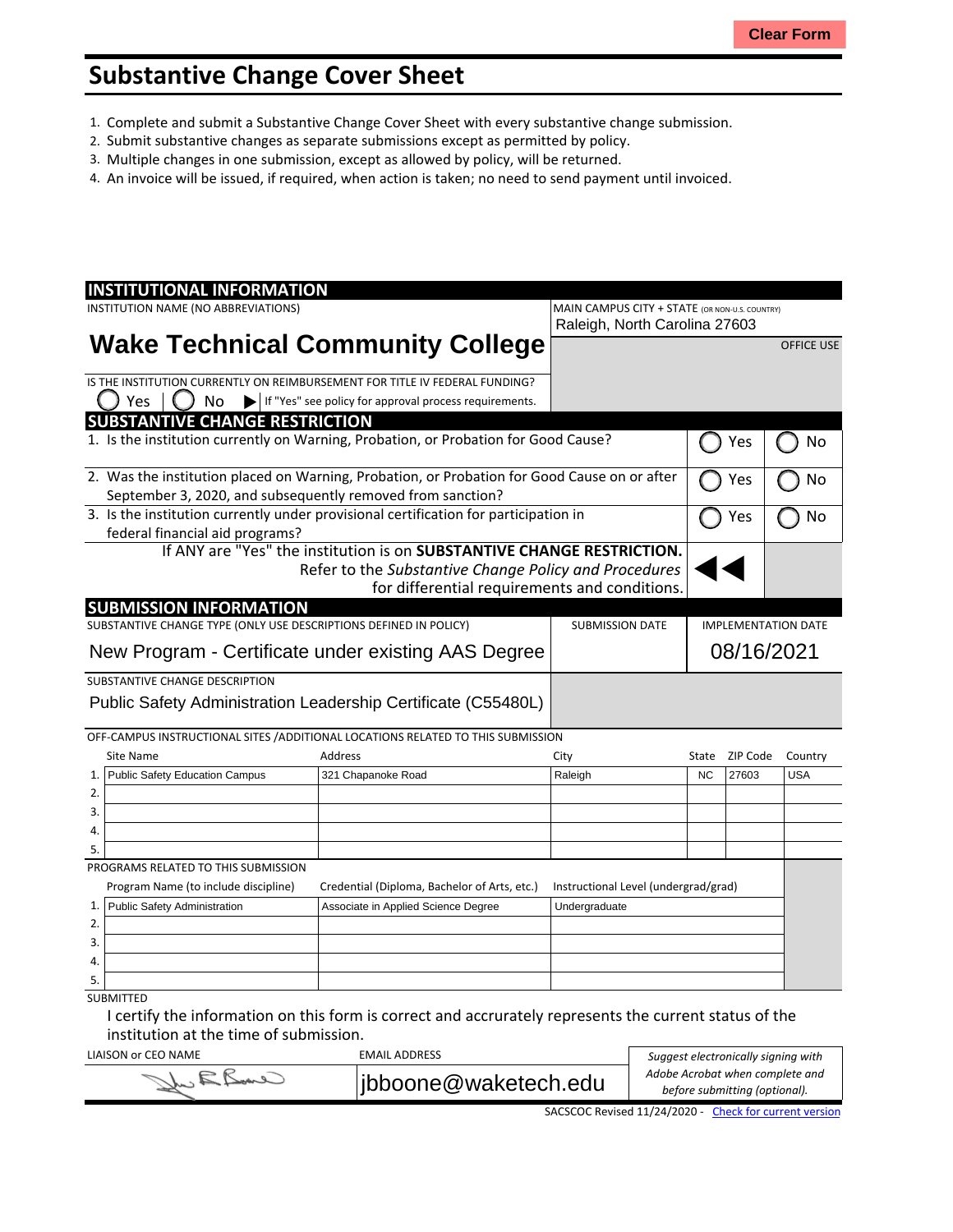Clear Form

# Substantive Change Cover Sheet

1. Complete and submit a Substantive Change Cover Sheet with every substantive change submission.
2. Submit substantive changes as separate submissions except as permitted by policy.
3. Multiple changes in one submission, except as allowed by policy, will be returned.
4. An invoice will be issued, if required, when action is taken; no need to send payment until invoiced.

## INSTITUTIONAL INFORMATION

| | |
|---|---|
| INSTITUTION NAME (NO ABBREVIATIONS) | MAIN CAMPUS CITY + STATE (OR NON-U.S. COUNTRY) |
| **Wake Technical Community College** | Raleigh, North Carolina 27603 |
| | OFFICE USE |

IS THE INSTITUTION CURRENTLY ON REIMBURSEMENT FOR TITLE IV FEDERAL FUNDING?

◯ Yes | ◯ No ▶ If "Yes" see policy for approval process requirements.

## SUBSTANTIVE CHANGE RESTRICTION

| | | |
|---|---|---|
| 1. Is the institution currently on Warning, Probation, or Probation for Good Cause? | ◯ Yes | ◯ No |
| 2. Was the institution placed on Warning, Probation, or Probation for Good Cause on or after September 3, 2020, and subsequently removed from sanction? | ◯ Yes | ◯ No |
| 3. Is the institution currently under provisional certification for participation in federal financial aid programs? | ◯ Yes | ◯ No |

If ANY are "Yes" the institution is on **SUBSTANTIVE CHANGE RESTRICTION.** Refer to the *Substantive Change Policy and Procedures* for differential requirements and conditions. ◀◀

## SUBMISSION INFORMATION

| SUBSTANTIVE CHANGE TYPE (ONLY USE DESCRIPTIONS DEFINED IN POLICY) | SUBMISSION DATE | IMPLEMENTATION DATE |
|---|---|---|
| New Program - Certificate under existing AAS Degree | | 08/16/2021 |

SUBSTANTIVE CHANGE DESCRIPTION

Public Safety Administration Leadership Certificate (C55480L)

OFF-CAMPUS INSTRUCTIONAL SITES /ADDITIONAL LOCATIONS RELATED TO THIS SUBMISSION

| | Site Name | Address | City | State | ZIP Code | Country |
|---|---|---|---|---|---|---|
| 1. | Public Safety Education Campus | 321 Chapanoke Road | Raleigh | NC | 27603 | USA |
| 2. | | | | | | |
| 3. | | | | | | |
| 4. | | | | | | |
| 5. | | | | | | |

PROGRAMS RELATED TO THIS SUBMISSION

| | Program Name (to include discipline) | Credential (Diploma, Bachelor of Arts, etc.) | Instructional Level (undergrad/grad) |
|---|---|---|---|
| 1. | Public Safety Administration | Associate in Applied Science Degree | Undergraduate |
| 2. | | | |
| 3. | | | |
| 4. | | | |
| 5. | | | |

SUBMITTED

I certify the information on this form is correct and accrurately represents the current status of the institution at the time of submission.

| LIAISON or CEO NAME | EMAIL ADDRESS | |
|---|---|---|
| [signature] | jbboone@waketech.edu | *Suggest electronically signing with Adobe Acrobat when complete and before submitting (optional).* |

SACSCOC Revised 11/24/2020 - Check for current version